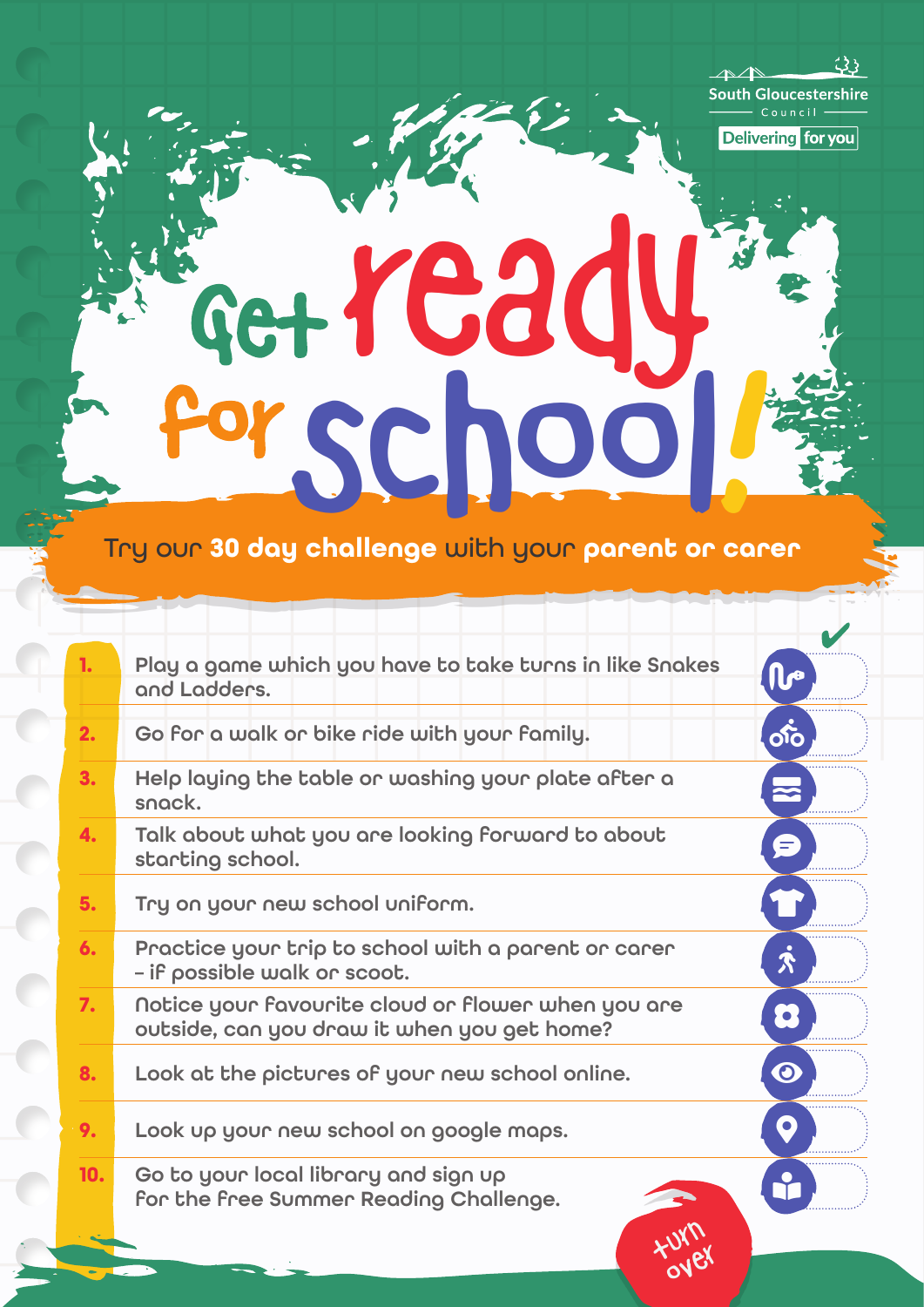South Gloucestershire Council

Delivering for you

# Get ready for school!

Try our **30 day challenge** with your **parent or carer**

1. Play a game which you have to take turns in like Snakes and Ladders.
2. Go for a walk or bike ride with your family.
3. Help laying the table or washing your plate after a snack.
4. Talk about what you are looking forward to about starting school.
5. Try on your new school uniform.
6. Practice your trip to school with a parent or carer – if possible walk or scoot.
7. Notice your favourite cloud or flower when you are outside, can you draw it when you get home?
8. Look at the pictures of your new school online.
9. Look up your new school on google maps.
10. Go to your local library and sign up for the free Summer Reading Challenge.

turn over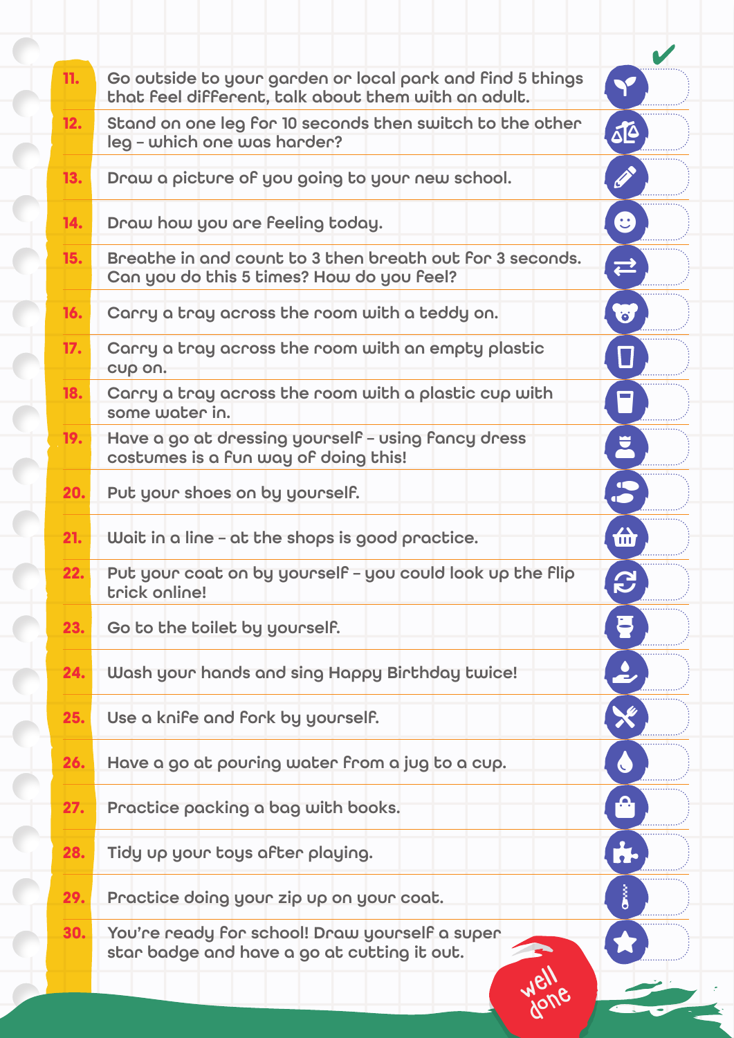11. Go outside to your garden or local park and find 5 things that feel different, talk about them with an adult.
12. Stand on one leg for 10 seconds then switch to the other leg – which one was harder?
13. Draw a picture of you going to your new school.
14. Draw how you are feeling today.
15. Breathe in and count to 3 then breath out for 3 seconds. Can you do this 5 times? How do you feel?
16. Carry a tray across the room with a teddy on.
17. Carry a tray across the room with an empty plastic cup on.
18. Carry a tray across the room with a plastic cup with some water in.
19. Have a go at dressing yourself – using fancy dress costumes is a fun way of doing this!
20. Put your shoes on by yourself.
21. Wait in a line – at the shops is good practice.
22. Put your coat on by yourself – you could look up the flip trick online!
23. Go to the toilet by yourself.
24. Wash your hands and sing Happy Birthday twice!
25. Use a knife and fork by yourself.
26. Have a go at pouring water from a jug to a cup.
27. Practice packing a bag with books.
28. Tidy up your toys after playing.
29. Practice doing your zip up on your coat.
30. You're ready for school! Draw yourself a super star badge and have a go at cutting it out.

well done